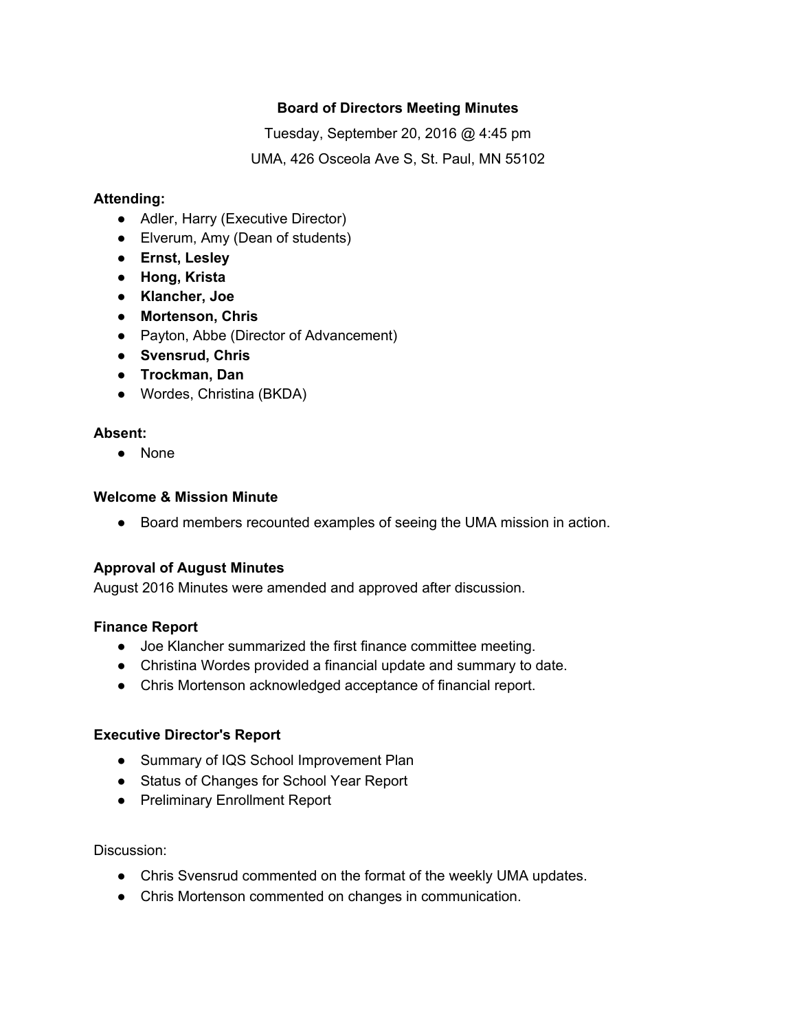# Board of Directors Meeting Minutes

Tuesday, September 20, 2016 @ 4:45 pm

UMA, 426 Osceola Ave S, St. Paul, MN 55102

**Attending:**

- Adler, Harry (Executive Director)
- Elverum, Amy (Dean of students)
- **Ernst, Lesley**
- **Hong, Krista**
- **Klancher, Joe**
- **Mortenson, Chris**
- Payton, Abbe (Director of Advancement)
- **Svensrud, Chris**
- **Trockman, Dan**
- Wordes, Christina (BKDA)

**Absent:**

- None

**Welcome & Mission Minute**

- Board members recounted examples of seeing the UMA mission in action.

**Approval of August Minutes**

August 2016 Minutes were amended and approved after discussion.

**Finance Report**

- Joe Klancher summarized the first finance committee meeting.
- Christina Wordes provided a financial update and summary to date.
- Chris Mortenson acknowledged acceptance of financial report.

**Executive Director's Report**

- Summary of IQS School Improvement Plan
- Status of Changes for School Year Report
- Preliminary Enrollment Report

Discussion:

- Chris Svensrud commented on the format of the weekly UMA updates.
- Chris Mortenson commented on changes in communication.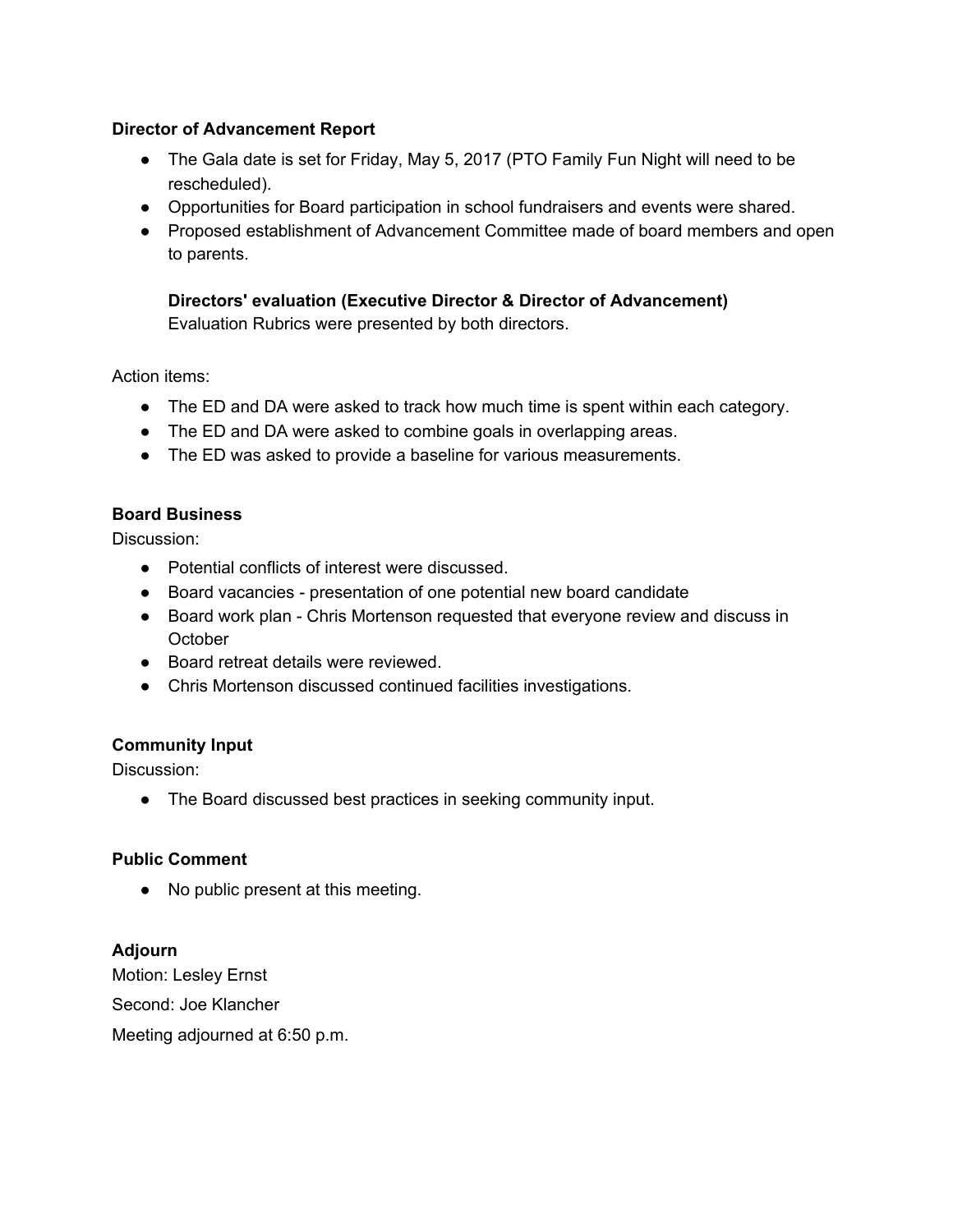**Director of Advancement Report**

- The Gala date is set for Friday, May 5, 2017 (PTO Family Fun Night will need to be rescheduled).
- Opportunities for Board participation in school fundraisers and events were shared.
- Proposed establishment of Advancement Committee made of board members and open to parents.

  **Directors' evaluation (Executive Director & Director of Advancement)**
  Evaluation Rubrics were presented by both directors.

Action items:

- The ED and DA were asked to track how much time is spent within each category.
- The ED and DA were asked to combine goals in overlapping areas.
- The ED was asked to provide a baseline for various measurements.

**Board Business**

Discussion:

- Potential conflicts of interest were discussed.
- Board vacancies - presentation of one potential new board candidate
- Board work plan - Chris Mortenson requested that everyone review and discuss in October
- Board retreat details were reviewed.
- Chris Mortenson discussed continued facilities investigations.

**Community Input**

Discussion:

- The Board discussed best practices in seeking community input.

**Public Comment**

- No public present at this meeting.

**Adjourn**

Motion: Lesley Ernst

Second: Joe Klancher

Meeting adjourned at 6:50 p.m.